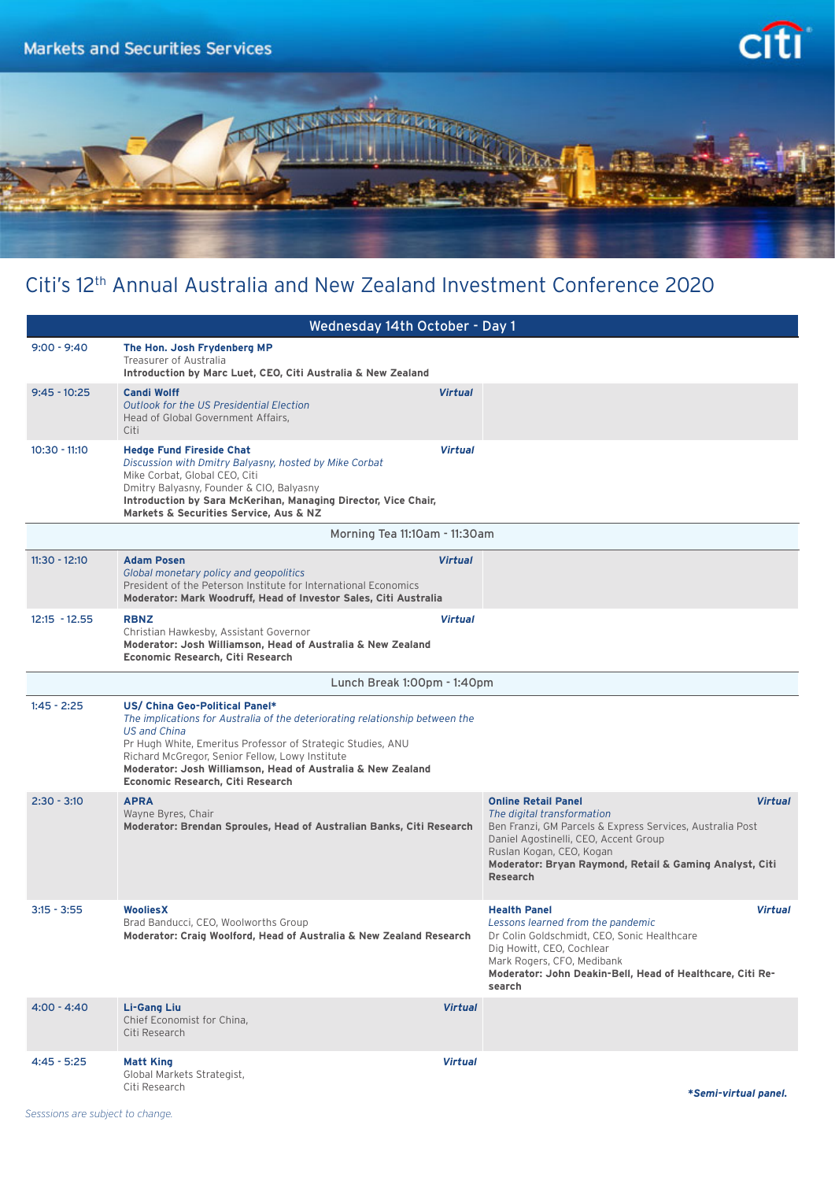Markets and Securities Services

# Citi's 12th Annual Australia and New Zealand Investment Conference 2020

## Wednesday 14th October - Day 1

| Time | Session | Parallel Session |
|---|---|---|
| 9:00 - 9:40 | **The Hon. Josh Frydenberg MP**<br>Treasurer of Australia<br>**Introduction by Marc Luet, CEO, Citi Australia & New Zealand** | |
| 9:45 - 10:25 | **Candi Wolff** ***Virtual***<br>*Outlook for the US Presidential Election*<br>Head of Global Government Affairs, Citi | |
| 10:30 - 11:10 | **Hedge Fund Fireside Chat** ***Virtual***<br>*Discussion with Dmitry Balyasny, hosted by Mike Corbat*<br>Mike Corbat, Global CEO, Citi<br>Dmitry Balyasny, Founder & CIO, Balyasny<br>**Introduction by Sara McKerihan, Managing Director, Vice Chair, Markets & Securities Service, Aus & NZ** | |
| | Morning Tea 11:10am - 11:30am | |
| 11:30 - 12:10 | **Adam Posen** ***Virtual***<br>*Global monetary policy and geopolitics*<br>President of the Peterson Institute for International Economics<br>**Moderator: Mark Woodruff, Head of Investor Sales, Citi Australia** | |
| 12:15 - 12.55 | **RBNZ** ***Virtual***<br>Christian Hawkesby, Assistant Governor<br>**Moderator: Josh Williamson, Head of Australia & New Zealand Economic Research, Citi Research** | |
| | Lunch Break 1:00pm - 1:40pm | |
| 1:45 - 2:25 | **US/ China Geo-Political Panel***<br>*The implications for Australia of the deteriorating relationship between the US and China*<br>Pr Hugh White, Emeritus Professor of Strategic Studies, ANU<br>Richard McGregor, Senior Fellow, Lowy Institute<br>**Moderator: Josh Williamson, Head of Australia & New Zealand Economic Research, Citi Research** | |
| 2:30 - 3:10 | **APRA**<br>Wayne Byres, Chair<br>**Moderator: Brendan Sproules, Head of Australian Banks, Citi Research** | **Online Retail Panel** ***Virtual***<br>*The digital transformation*<br>Ben Franzi, GM Parcels & Express Services, Australia Post<br>Daniel Agostinelli, CEO, Accent Group<br>Ruslan Kogan, CEO, Kogan<br>**Moderator: Bryan Raymond, Retail & Gaming Analyst, Citi Research** |
| 3:15 - 3:55 | **WooliesX**<br>Brad Banducci, CEO, Woolworths Group<br>**Moderator: Craig Woolford, Head of Australia & New Zealand Research** | **Health Panel** ***Virtual***<br>*Lessons learned from the pandemic*<br>Dr Colin Goldschmidt, CEO, Sonic Healthcare<br>Dig Howitt, CEO, Cochlear<br>Mark Rogers, CFO, Medibank<br>**Moderator: John Deakin-Bell, Head of Healthcare, Citi Research** |
| 4:00 - 4:40 | **Li-Gang Liu** ***Virtual***<br>Chief Economist for China, Citi Research | |
| 4:45 - 5:25 | **Matt King** ***Virtual***<br>Global Markets Strategist, Citi Research | |

****Semi-virtual panel.***

*Sesssions are subject to change.*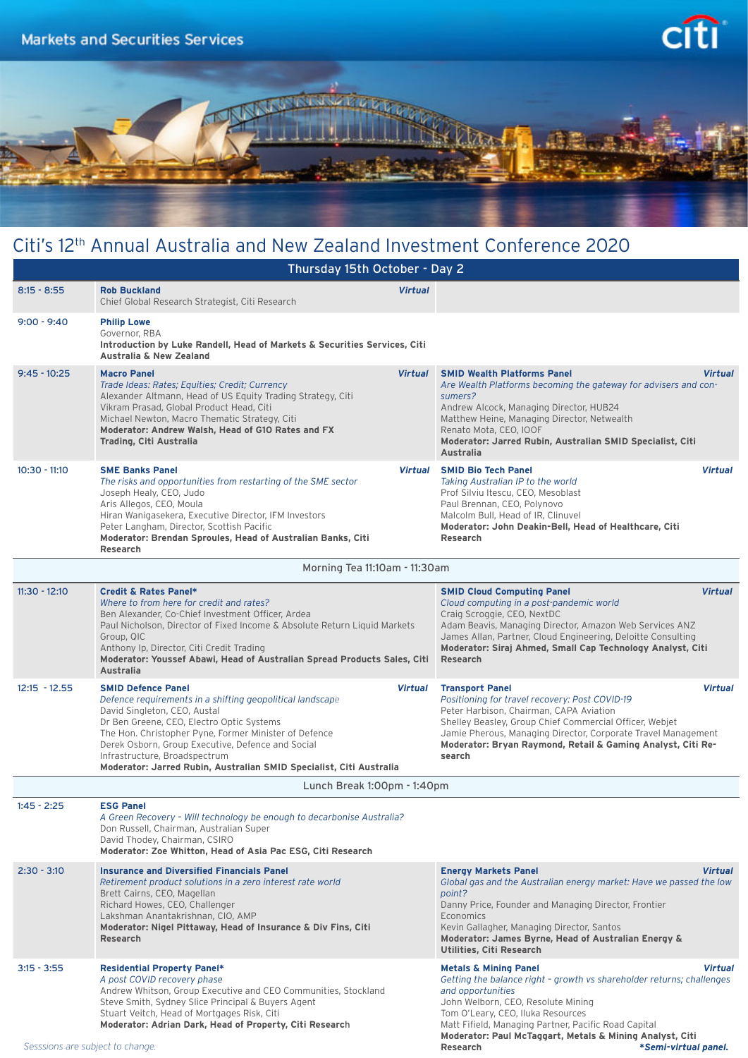Markets and Securities Services

# Citi's 12th Annual Australia and New Zealand Investment Conference 2020

## Thursday 15th October - Day 2

| | | |
|---|---|---|
| 8:15 - 8:55 | **Rob Buckland** *Virtual*<br>Chief Global Research Strategist, Citi Research | |
| 9:00 - 9:40 | **Philip Lowe**<br>Governor, RBA<br>**Introduction by Luke Randell, Head of Markets & Securities Services, Citi Australia & New Zealand** | |
| 9:45 - 10:25 | **Macro Panel** *Virtual*<br>*Trade Ideas: Rates; Equities; Credit; Currency*<br>Alexander Altmann, Head of US Equity Trading Strategy, Citi<br>Vikram Prasad, Global Product Head, Citi<br>Michael Newton, Macro Thematic Strategy, Citi<br>**Moderator: Andrew Walsh, Head of G10 Rates and FX Trading, Citi Australia** | **SMID Wealth Platforms Panel** *Virtual*<br>*Are Wealth Platforms becoming the gateway for advisers and consumers?*<br>Andrew Alcock, Managing Director, HUB24<br>Matthew Heine, Managing Director, Netwealth<br>Renato Mota, CEO, IOOF<br>**Moderator: Jarred Rubin, Australian SMID Specialist, Citi Australia** |
| 10:30 - 11:10 | **SME Banks Panel** *Virtual*<br>*The risks and opportunities from restarting of the SME sector*<br>Joseph Healy, CEO, Judo<br>Aris Allegos, CEO, Moula<br>Hiran Wanigasekera, Executive Director, IFM Investors<br>Peter Langham, Director, Scottish Pacific<br>**Moderator: Brendan Sproules, Head of Australian Banks, Citi Research** | **SMID Bio Tech Panel** *Virtual*<br>*Taking Australian IP to the world*<br>Prof Silviu Itescu, CEO, Mesoblast<br>Paul Brennan, CEO, Polynovo<br>Malcolm Bull, Head of IR, Clinuvel<br>**Moderator: John Deakin-Bell, Head of Healthcare, Citi Research** |
| | Morning Tea 11:10am - 11:30am | |
| 11:30 - 12:10 | **Credit & Rates Panel***<br>*Where to from here for credit and rates?*<br>Ben Alexander, Co-Chief Investment Officer, Ardea<br>Paul Nicholson, Director of Fixed Income & Absolute Return Liquid Markets Group, QIC<br>Anthony Ip, Director, Citi Credit Trading<br>**Moderator: Youssef Abawi, Head of Australian Spread Products Sales, Citi Australia** | **SMID Cloud Computing Panel** *Virtual*<br>*Cloud computing in a post-pandemic world*<br>Craig Scroggie, CEO, NextDC<br>Adam Beavis, Managing Director, Amazon Web Services ANZ<br>James Allan, Partner, Cloud Engineering, Deloitte Consulting<br>**Moderator: Siraj Ahmed, Small Cap Technology Analyst, Citi Research** |
| 12:15 - 12.55 | **SMID Defence Panel** *Virtual*<br>*Defence requirements in a shifting geopolitical landscape*<br>David Singleton, CEO, Austal<br>Dr Ben Greene, CEO, Electro Optic Systems<br>The Hon. Christopher Pyne, Former Minister of Defence<br>Derek Osborn, Group Executive, Defence and Social Infrastructure, Broadspectrum<br>**Moderator: Jarred Rubin, Australian SMID Specialist, Citi Australia** | **Transport Panel** *Virtual*<br>*Positioning for travel recovery: Post COVID-19*<br>Peter Harbison, Chairman, CAPA Aviation<br>Shelley Beasley, Group Chief Commercial Officer, Webjet<br>Jamie Pherous, Managing Director, Corporate Travel Management<br>**Moderator: Bryan Raymond, Retail & Gaming Analyst, Citi Research** |
| | Lunch Break 1:00pm - 1:40pm | |
| 1:45 - 2:25 | **ESG Panel**<br>*A Green Recovery - Will technology be enough to decarbonise Australia?*<br>Don Russell, Chairman, Australian Super<br>David Thodey, Chairman, CSIRO<br>**Moderator: Zoe Whitton, Head of Asia Pac ESG, Citi Research** | |
| 2:30 - 3:10 | **Insurance and Diversified Financials Panel**<br>*Retirement product solutions in a zero interest rate world*<br>Brett Cairns, CEO, Magellan<br>Richard Howes, CEO, Challenger<br>Lakshman Anantakrishnan, CIO, AMP<br>**Moderator: Nigel Pittaway, Head of Insurance & Div Fins, Citi Research** | **Energy Markets Panel** *Virtual*<br>*Global gas and the Australian energy market: Have we passed the low point?*<br>Danny Price, Founder and Managing Director, Frontier Economics<br>Kevin Gallagher, Managing Director, Santos<br>**Moderator: James Byrne, Head of Australian Energy & Utilities, Citi Research** |
| 3:15 - 3:55 | **Residential Property Panel***<br>*A post COVID recovery phase*<br>Andrew Whitson, Group Executive and CEO Communities, Stockland<br>Steve Smith, Sydney Slice Principal & Buyers Agent<br>Stuart Veitch, Head of Mortgages Risk, Citi<br>**Moderator: Adrian Dark, Head of Property, Citi Research** | **Metals & Mining Panel** *Virtual*<br>*Getting the balance right - growth vs shareholder returns; challenges and opportunities*<br>John Welborn, CEO, Resolute Mining<br>Tom O'Leary, CEO, Iluka Resources<br>Matt Fifield, Managing Partner, Pacific Road Capital<br>**Moderator: Paul McTaggart, Metals & Mining Analyst, Citi Research** |

*Sesssions are subject to change.*

***Semi-virtual panel.**